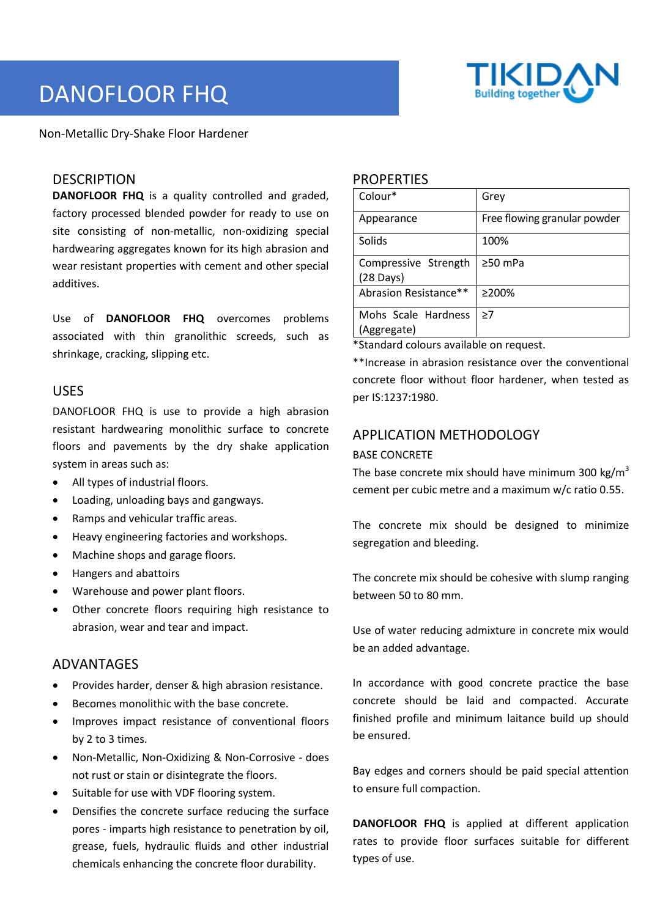# DANOFLOOR FHQ

Non-Metallic Dry-Shake Floor Hardener

## DESCRIPTION

**DANOFLOOR FHQ** is a quality controlled and graded, factory processed blended powder for ready to use on site consisting of non-metallic, non-oxidizing special hardwearing aggregates known for its high abrasion and wear resistant properties with cement and other special additives.

Use of **DANOFLOOR FHQ** overcomes problems associated with thin granolithic screeds, such as shrinkage, cracking, slipping etc.

## USES

DANOFLOOR FHQ is use to provide a high abrasion resistant hardwearing monolithic surface to concrete floors and pavements by the dry shake application system in areas such as:

- All types of industrial floors.
- Loading, unloading bays and gangways.
- Ramps and vehicular traffic areas.
- Heavy engineering factories and workshops.
- Machine shops and garage floors.
- Hangers and abattoirs
- Warehouse and power plant floors.
- Other concrete floors requiring high resistance to abrasion, wear and tear and impact.

## ADVANTAGES

- Provides harder, denser & high abrasion resistance.
- Becomes monolithic with the base concrete.
- Improves impact resistance of conventional floors by 2 to 3 times.
- Non-Metallic, Non-Oxidizing & Non-Corrosive - does not rust or stain or disintegrate the floors.
- Suitable for use with VDF flooring system.
- Densifies the concrete surface reducing the surface pores - imparts high resistance to penetration by oil, grease, fuels, hydraulic fluids and other industrial chemicals enhancing the concrete floor durability.

## PROPERTIES

| Property | Value |
|---|---|
| Colour* | Grey |
| Appearance | Free flowing granular powder |
| Solids | 100% |
| Compressive Strength (28 Days) | ≥50 mPa |
| Abrasion Resistance** | ≥200% |
| Mohs Scale Hardness (Aggregate) | ≥7 |

*Standard colours available on request.

**Increase in abrasion resistance over the conventional concrete floor without floor hardener, when tested as per IS:1237:1980.

## APPLICATION METHODOLOGY

### BASE CONCRETE

The base concrete mix should have minimum 300 kg/$m^3$ cement per cubic metre and a maximum w/c ratio 0.55.

The concrete mix should be designed to minimize segregation and bleeding.

The concrete mix should be cohesive with slump ranging between 50 to 80 mm.

Use of water reducing admixture in concrete mix would be an added advantage.

In accordance with good concrete practice the base concrete should be laid and compacted. Accurate finished profile and minimum laitance build up should be ensured.

Bay edges and corners should be paid special attention to ensure full compaction.

**DANOFLOOR FHQ** is applied at different application rates to provide floor surfaces suitable for different types of use.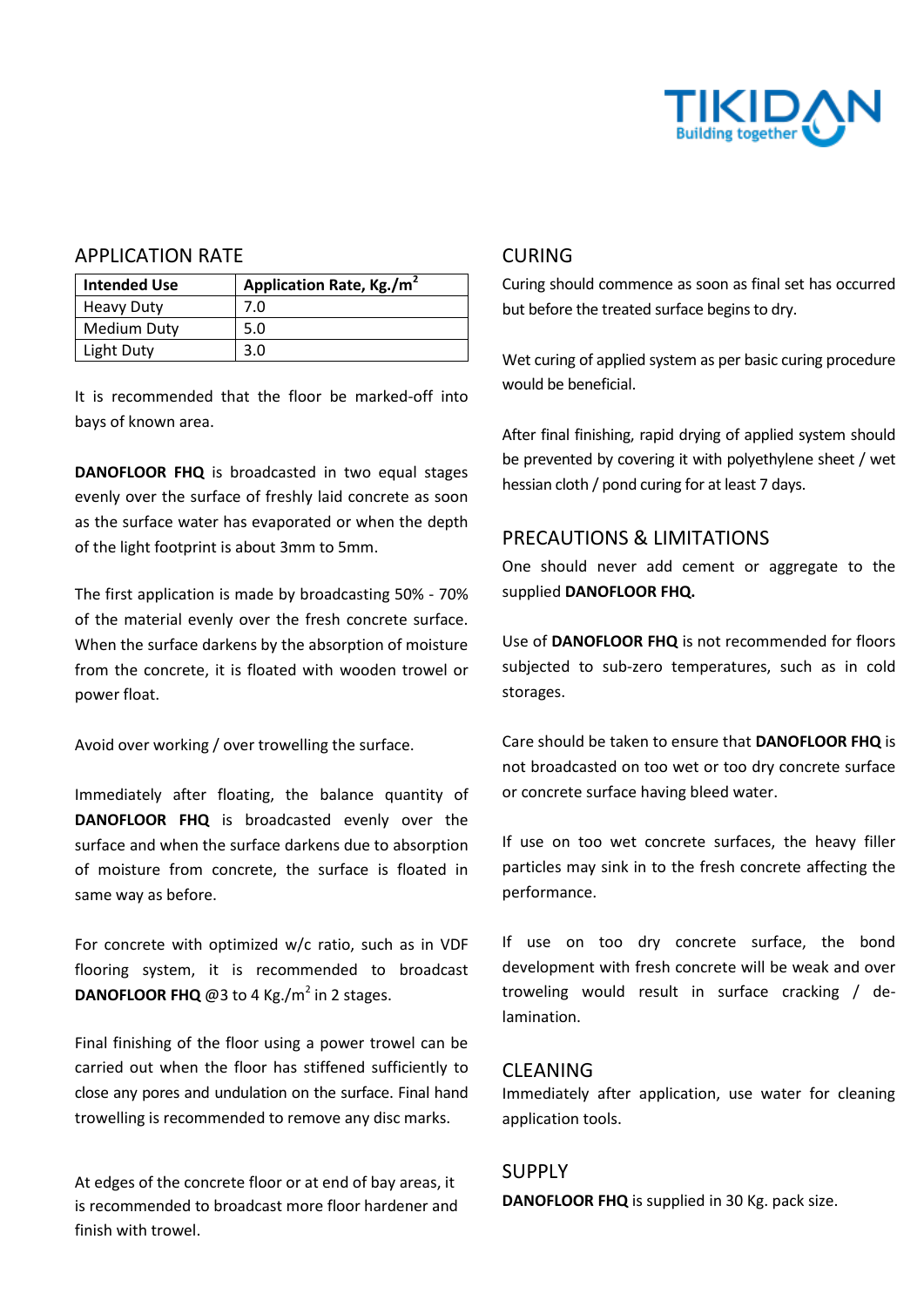## APPLICATION RATE

| Intended Use | Application Rate, Kg./$m^2$ |
|---|---|
| Heavy Duty | 7.0 |
| Medium Duty | 5.0 |
| Light Duty | 3.0 |

It is recommended that the floor be marked-off into bays of known area.

**DANOFLOOR FHQ** is broadcasted in two equal stages evenly over the surface of freshly laid concrete as soon as the surface water has evaporated or when the depth of the light footprint is about 3mm to 5mm.

The first application is made by broadcasting 50% - 70% of the material evenly over the fresh concrete surface. When the surface darkens by the absorption of moisture from the concrete, it is floated with wooden trowel or power float.

Avoid over working / over trowelling the surface.

Immediately after floating, the balance quantity of **DANOFLOOR FHQ** is broadcasted evenly over the surface and when the surface darkens due to absorption of moisture from concrete, the surface is floated in same way as before.

For concrete with optimized w/c ratio, such as in VDF flooring system, it is recommended to broadcast **DANOFLOOR FHQ** @3 to 4 Kg./$m^2$ in 2 stages.

Final finishing of the floor using a power trowel can be carried out when the floor has stiffened sufficiently to close any pores and undulation on the surface. Final hand trowelling is recommended to remove any disc marks.

At edges of the concrete floor or at end of bay areas, it is recommended to broadcast more floor hardener and finish with trowel.

## CURING

Curing should commence as soon as final set has occurred but before the treated surface begins to dry.

Wet curing of applied system as per basic curing procedure would be beneficial.

After final finishing, rapid drying of applied system should be prevented by covering it with polyethylene sheet / wet hessian cloth / pond curing for at least 7 days.

## PRECAUTIONS & LIMITATIONS

One should never add cement or aggregate to the supplied **DANOFLOOR FHQ.**

Use of **DANOFLOOR FHQ** is not recommended for floors subjected to sub-zero temperatures, such as in cold storages.

Care should be taken to ensure that **DANOFLOOR FHQ** is not broadcasted on too wet or too dry concrete surface or concrete surface having bleed water.

If use on too wet concrete surfaces, the heavy filler particles may sink in to the fresh concrete affecting the performance.

If use on too dry concrete surface, the bond development with fresh concrete will be weak and over troweling would result in surface cracking / de-lamination.

## CLEANING

Immediately after application, use water for cleaning application tools.

## SUPPLY

**DANOFLOOR FHQ** is supplied in 30 Kg. pack size.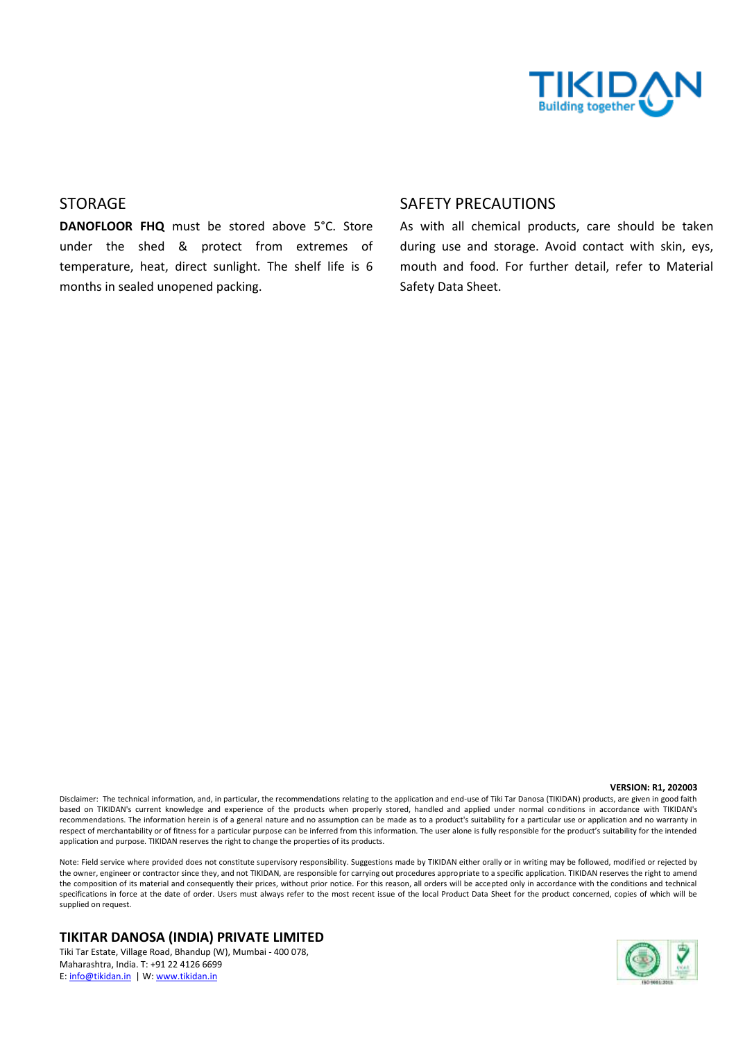## STORAGE

**DANOFLOOR FHQ** must be stored above 5°C. Store under the shed & protect from extremes of temperature, heat, direct sunlight. The shelf life is 6 months in sealed unopened packing.

## SAFETY PRECAUTIONS

As with all chemical products, care should be taken during use and storage. Avoid contact with skin, eys, mouth and food. For further detail, refer to Material Safety Data Sheet.

**VERSION: R1, 202003**

Disclaimer: The technical information, and, in particular, the recommendations relating to the application and end-use of Tiki Tar Danosa (TIKIDAN) products, are given in good faith based on TIKIDAN's current knowledge and experience of the products when properly stored, handled and applied under normal conditions in accordance with TIKIDAN's recommendations. The information herein is of a general nature and no assumption can be made as to a product's suitability for a particular use or application and no warranty in respect of merchantability or of fitness for a particular purpose can be inferred from this information. The user alone is fully responsible for the product's suitability for the intended application and purpose. TIKIDAN reserves the right to change the properties of its products.

Note: Field service where provided does not constitute supervisory responsibility. Suggestions made by TIKIDAN either orally or in writing may be followed, modified or rejected by the owner, engineer or contractor since they, and not TIKIDAN, are responsible for carrying out procedures appropriate to a specific application. TIKIDAN reserves the right to amend the composition of its material and consequently their prices, without prior notice. For this reason, all orders will be accepted only in accordance with the conditions and technical specifications in force at the date of order. Users must always refer to the most recent issue of the local Product Data Sheet for the product concerned, copies of which will be supplied on request.

**TIKITAR DANOSA (INDIA) PRIVATE LIMITED**
Tiki Tar Estate, Village Road, Bhandup (W), Mumbai - 400 078,
Maharashtra, India. T: +91 22 4126 6699
E: info@tikidan.in | W: www.tikidan.in